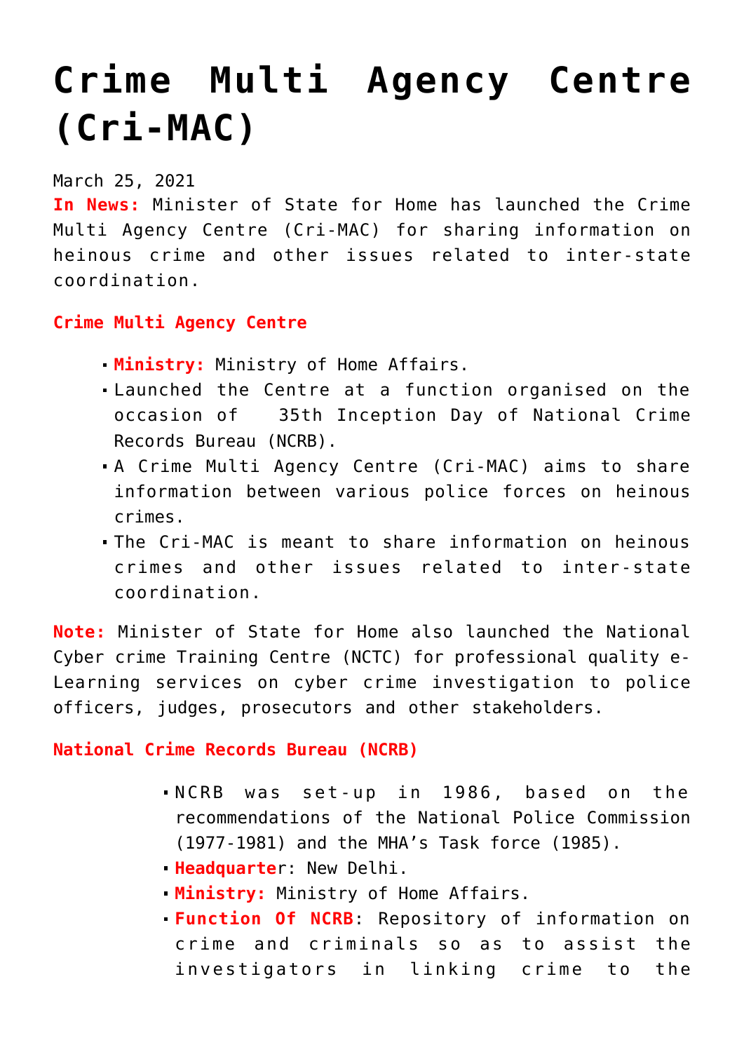# Crime Multi Agency Centre (Cri-MAC)

March 25, 2021

**In News:** Minister of State for Home has launched the Crime Multi Agency Centre (Cri-MAC) for sharing information on heinous crime and other issues related to inter-state coordination.

**Crime Multi Agency Centre**

- **Ministry:** Ministry of Home Affairs.
- Launched the Centre at a function organised on the occasion of 35th Inception Day of National Crime Records Bureau (NCRB).
- A Crime Multi Agency Centre (Cri-MAC) aims to share information between various police forces on heinous crimes.
- The Cri-MAC is meant to share information on heinous crimes and other issues related to inter-state coordination.

**Note:** Minister of State for Home also launched the National Cyber crime Training Centre (NCTC) for professional quality e-Learning services on cyber crime investigation to police officers, judges, prosecutors and other stakeholders.

**National Crime Records Bureau (NCRB)**

- NCRB was set-up in 1986, based on the recommendations of the National Police Commission (1977-1981) and the MHA's Task force (1985).
- **Headquarter**: New Delhi.
- **Ministry:** Ministry of Home Affairs.
- **Function Of NCRB**: Repository of information on crime and criminals so as to assist the investigators in linking crime to the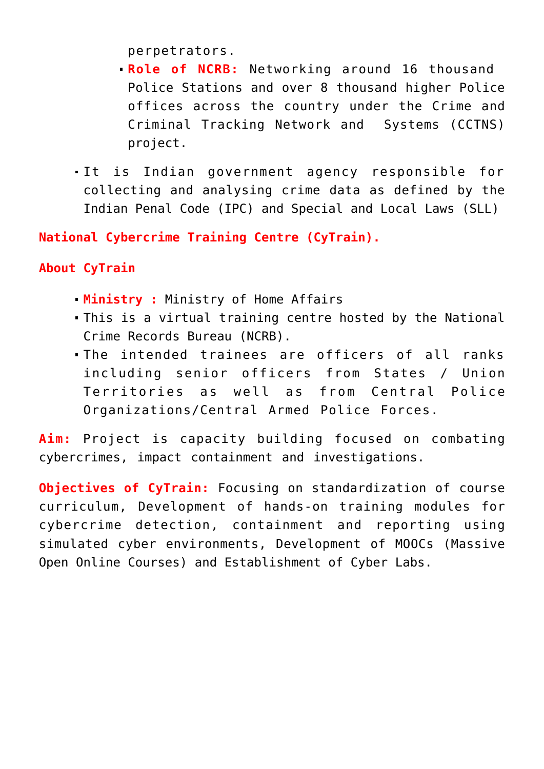perpetrators.

- **Role of NCRB:** Networking around 16 thousand Police Stations and over 8 thousand higher Police offices across the country under the Crime and Criminal Tracking Network and Systems (CCTNS) project.

- It is Indian government agency responsible for collecting and analysing crime data as defined by the Indian Penal Code (IPC) and Special and Local Laws (SLL)

**National Cybercrime Training Centre (CyTrain).**

**About CyTrain**

- **Ministry :** Ministry of Home Affairs
- This is a virtual training centre hosted by the National Crime Records Bureau (NCRB).
- The intended trainees are officers of all ranks including senior officers from States / Union Territories as well as from Central Police Organizations/Central Armed Police Forces.

**Aim:** Project is capacity building focused on combating cybercrimes, impact containment and investigations.

**Objectives of CyTrain:** Focusing on standardization of course curriculum, Development of hands-on training modules for cybercrime detection, containment and reporting using simulated cyber environments, Development of MOOCs (Massive Open Online Courses) and Establishment of Cyber Labs.